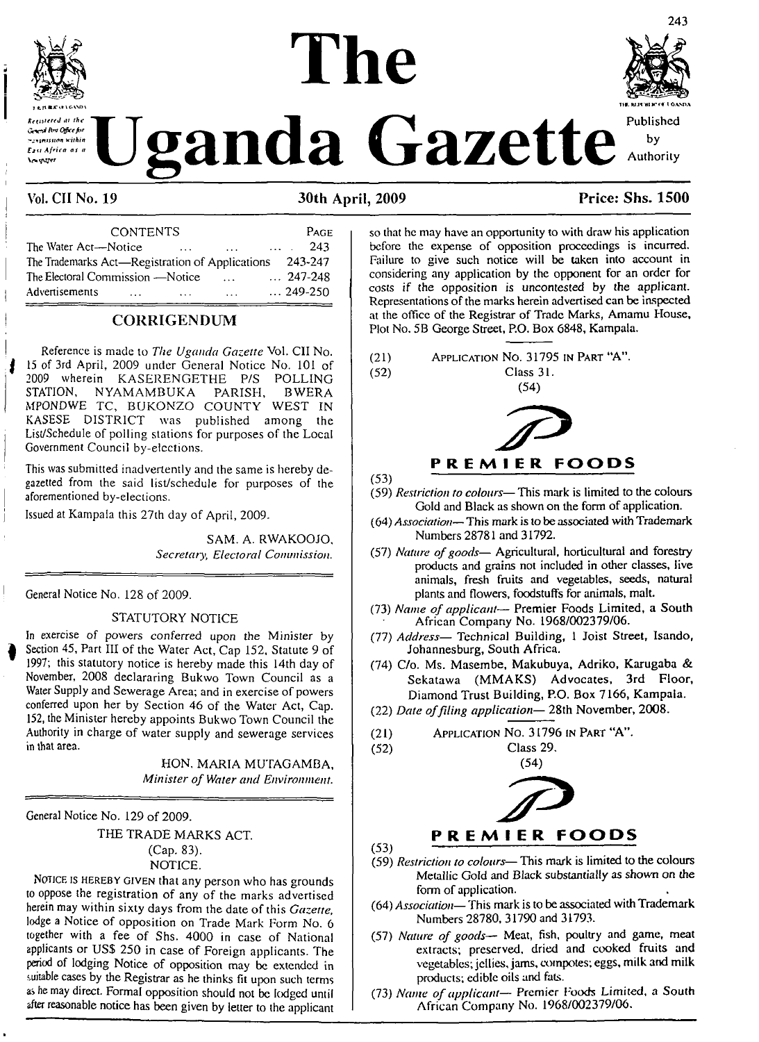# The Uganda Gazette

*Registered at the General Post Office for transmission within East Africa as a Newspaper*

Published by Authority

**Vol. CII No. 19** **30th April, 2009** **Price: Shs. 1500**

| CONTENTS | PAGE |
|---|---|
| The Water Act—Notice ... ... ... | 243 |
| The Trademarks Act—Registration of Applications | 243-247 |
| The Electoral Commission —Notice ... | ... 247-248 |
| Advertisements ... ... ... | ... 249-250 |

## CORRIGENDUM

Reference is made to *The Uganda Gazette* Vol. CII No. 15 of 3rd April, 2009 under General Notice No. 101 of 2009 wherein KASERENGETHE P/S POLLING STATION, NYAMAMBUKA PARISH, BWERA MPONDWE TC, BUKONZO COUNTY WEST IN KASESE DISTRICT was published among the List/Schedule of polling stations for purposes of the Local Government Council by-elections.

This was submitted inadvertently and the same is hereby de-gazetted from the said list/schedule for purposes of the aforementioned by-elections.

Issued at Kampala this 27th day of April, 2009.

SAM. A. RWAKOOJO,
*Secretary, Electoral Commission.*

---

General Notice No. 128 of 2009.

### STATUTORY NOTICE

In exercise of powers conferred upon the Minister by Section 45, Part III of the Water Act, Cap 152, Statute 9 of 1997; this statutory notice is hereby made this 14th day of November, 2008 declararing Bukwo Town Council as a Water Supply and Sewerage Area; and in exercise of powers conferred upon her by Section 46 of the Water Act, Cap. 152, the Minister hereby appoints Bukwo Town Council the Authority in charge of water supply and sewerage services in that area.

HON. MARIA MUTAGAMBA,
*Minister of Water and Environment.*

---

General Notice No. 129 of 2009.

### THE TRADE MARKS ACT.
### (Cap. 83).
### NOTICE.

NOTICE IS HEREBY GIVEN that any person who has grounds to oppose the registration of any of the marks advertised herein may within sixty days from the date of this *Gazette*, lodge a Notice of opposition on Trade Mark Form No. 6 together with a fee of Shs. 4000 in case of National applicants or US$ 250 in case of Foreign applicants. The period of lodging Notice of opposition may be extended in suitable cases by the Registrar as he thinks fit upon such terms as he may direct. Formal opposition should not be lodged until after reasonable notice has been given by letter to the applicant so that he may have an opportunity to with draw his application before the expense of opposition proceedings is incurred. Failure to give such notice will be taken into account in considering any application by the opponent for an order for costs if the opposition is uncontested by the applicant. Representations of the marks herein advertised can be inspected at the office of the Registrar of Trade Marks, Amamu House, Plot No. 5B George Street, P.O. Box 6848, Kampala.

---

(21) APPLICATION No. 31795 IN PART "A".
(52) Class 31.
(54)

**PREMIER FOODS**

(53)
(59) *Restriction to colours*— This mark is limited to the colours Gold and Black as shown on the form of application.
(64) *Association*— This mark is to be associated with Trademark Numbers 28781 and 31792.
(57) *Nature of goods*— Agricultural, horticultural and forestry products and grains not included in other classes, live animals, fresh fruits and vegetables, seeds, natural plants and flowers, foodstuffs for animals, malt.
(73) *Name of applicant*— Premier Foods Limited, a South African Company No. 1968/002379/06.
(77) *Address*— Technical Building, 1 Joist Street, Isando, Johannesburg, South Africa.
(74) C/o. Ms. Masembe, Makubuya, Adriko, Karugaba & Sekatawa (MMAKS) Advocates, 3rd Floor, Diamond Trust Building, P.O. Box 7166, Kampala.
(22) *Date of filing application*— 28th November, 2008.

---

(21) APPLICATION No. 31796 IN PART "A".
(52) Class 29.
(54)

**PREMIER FOODS**

(53)
(59) *Restriction to colours*— This mark is limited to the colours Metallic Gold and Black substantially as shown on the form of application.
(64) *Association*— This mark is to be associated with Trademark Numbers 28780, 31790 and 31793.
(57) *Nature of goods*— Meat, fish, poultry and game, meat extracts; preserved, dried and cooked fruits and vegetables; jellies, jams, compotes; eggs, milk and milk products; edible oils and fats.
(73) *Name of applicant*— Premier Foods Limited, a South African Company No. 1968/002379/06.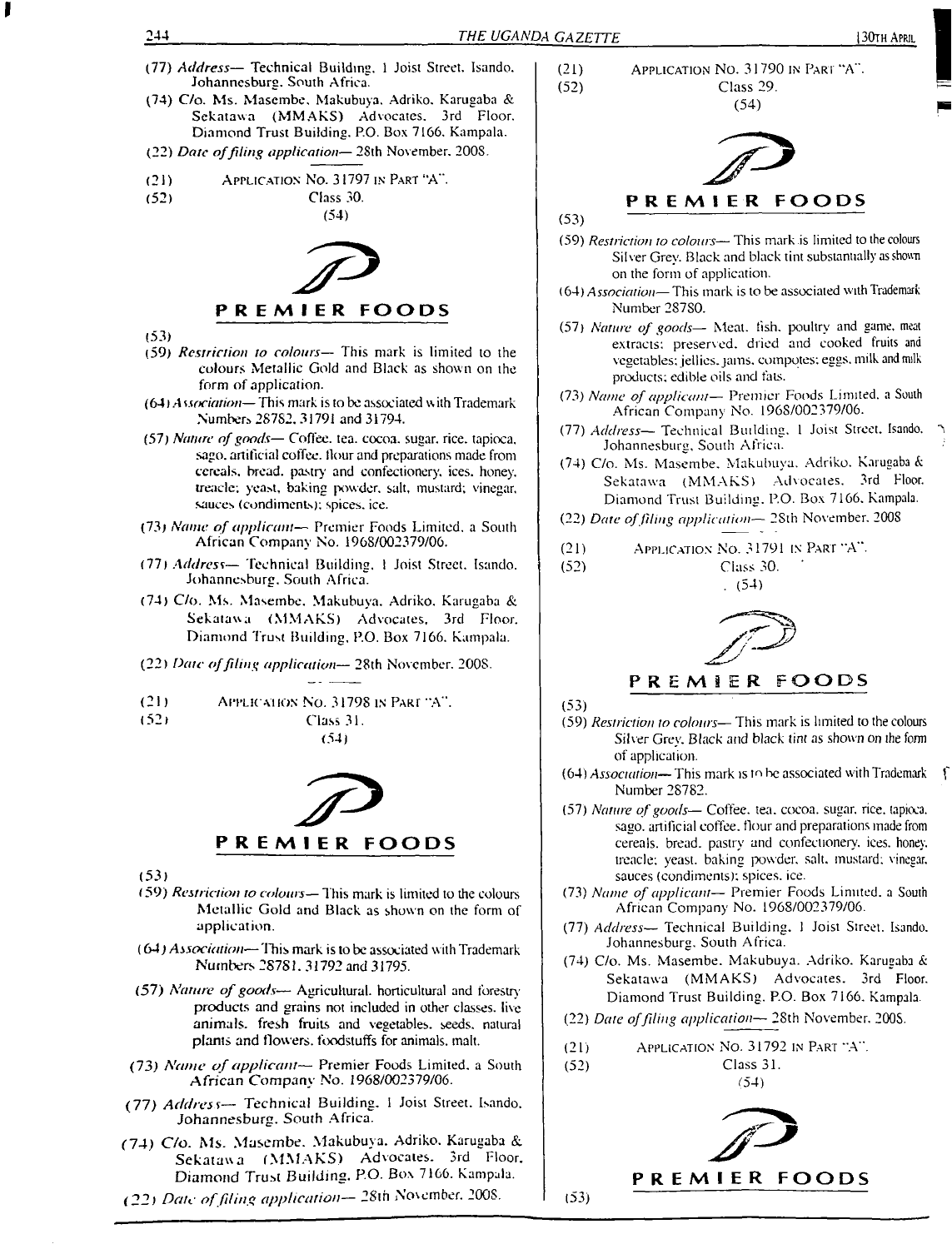(77) *Address*— Technical Building, 1 Joist Street, Isando, Johannesburg, South Africa.

(74) C/o. Ms. Masembe, Makubuya, Adriko, Karugaba & Sekatawa (MMAKS) Advocates, 3rd Floor, Diamond Trust Building, P.O. Box 7166, Kampala.

(22) *Date of filing application*— 28th November, 2008.

(21) APPLICATION No. 31797 IN PART "A".

(52) Class 30.

(54)

PREMIER FOODS

(53)

(59) *Restriction to colours*— This mark is limited to the colours Metallic Gold and Black as shown on the form of application.

(64) *Association*— This mark is to be associated with Trademark Numbers 28782, 31791 and 31794.

(57) *Nature of goods*— Coffee, tea, cocoa, sugar, rice, tapioca, sago, artificial coffee, flour and preparations made from cereals, bread, pastry and confectionery, ices, honey, treacle; yeast, baking powder, salt, mustard; vinegar, sauces (condiments); spices, ice.

(73) *Name of applicant*— Premier Foods Limited, a South African Company No. 1968/002379/06.

(77) *Address*— Technical Building, 1 Joist Street, Isando, Johannesburg, South Africa.

(74) C/o. Ms. Masembe, Makubuya, Adriko, Karugaba & Sekatawa (MMAKS) Advocates, 3rd Floor, Diamond Trust Building, P.O. Box 7166, Kampala.

(22) *Date of filing application*— 28th November, 2008.

(21) APPLICATION No. 31798 IN PART "A".

(52) Class 31.

(54)

PREMIER FOODS

(53)

(59) *Restriction to colours*— This mark is limited to the colours Metallic Gold and Black as shown on the form of application.

(64) *Association*— This mark is to be associated with Trademark Numbers 28781, 31792 and 31795.

(57) *Nature of goods*— Agricultural, horticultural and forestry products and grains not included in other classes, live animals, fresh fruits and vegetables, seeds, natural plants and flowers, foodstuffs for animals, malt.

(73) *Name of applicant*— Premier Foods Limited, a South African Company No. 1968/002379/06.

(77) *Address*— Technical Building, 1 Joist Street, Isando, Johannesburg, South Africa.

(74) C/o. Ms. Masembe, Makubuya, Adriko, Karugaba & Sekatawa (MMAKS) Advocates, 3rd Floor, Diamond Trust Building, P.O. Box 7166, Kampala.

(22) *Date of filing application*— 28th November, 2008.

(21) APPLICATION No. 31790 IN PART "A".

(52) Class 29.

(54)

PREMIER FOODS

(53)

(59) *Restriction to colours*— This mark is limited to the colours Silver Grey, Black and black tint substantially as shown on the form of application.

(64) *Association*— This mark is to be associated with Trademark Number 28780.

(57) *Nature of goods*— Meat, fish, poultry and game, meat extracts; preserved, dried and cooked fruits and vegetables; jellies, jams, compotes; eggs, milk and milk products; edible oils and fats.

(73) *Name of applicant*— Premier Foods Limited, a South African Company No. 1968/002379/06.

(77) *Address*— Technical Building, 1 Joist Street, Isando, Johannesburg, South Africa.

(74) C/o. Ms. Masembe, Makubuya, Adriko, Karugaba & Sekatawa (MMAKS) Advocates, 3rd Floor, Diamond Trust Building, P.O. Box 7166, Kampala.

(22) *Date of filing application*— 28th November, 2008

(21) APPLICATION No. 31791 IN PART "A".

(52) Class 30.

(54)

PREMIER FOODS

(53)

(59) *Restriction to colours*— This mark is limited to the colours Silver Grey, Black and black tint as shown on the form of application.

(64) *Association*— This mark is to be associated with Trademark Number 28782.

(57) *Nature of goods*— Coffee, tea, cocoa, sugar, rice, tapioca, sago, artificial coffee, flour and preparations made from cereals, bread, pastry and confectionery, ices, honey, treacle; yeast, baking powder, salt, mustard; vinegar, sauces (condiments); spices, ice.

(73) *Name of applicant*— Premier Foods Limited, a South African Company No. 1968/002379/06.

(77) *Address*— Technical Building, 1 Joist Street, Isando, Johannesburg, South Africa.

(74) C/o. Ms. Masembe, Makubuya, Adriko, Karugaba & Sekatawa (MMAKS) Advocates, 3rd Floor, Diamond Trust Building, P.O. Box 7166, Kampala.

(22) *Date of filing application*— 28th November, 2008.

(21) APPLICATION No. 31792 IN PART "A".

(52) Class 31.

(54)

PREMIER FOODS

(53)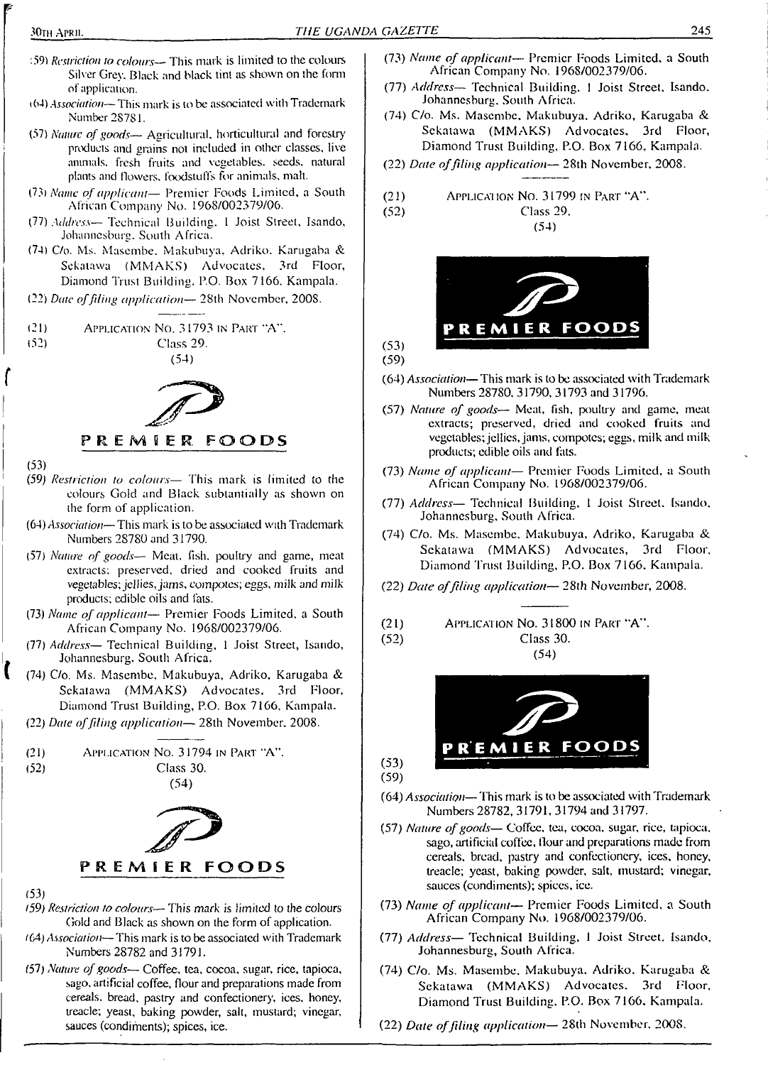(59) *Restriction to colours*— This mark is limited to the colours Silver Grey, Black and black tint as shown on the form of application.

(64) *Association*— This mark is to be associated with Trademark Number 28781.

(57) *Nature of goods*— Agricultural, horticultural and forestry products and grains not included in other classes, live animals, fresh fruits and vegetables, seeds, natural plants and flowers, foodstuffs for animals, malt.

(73) *Name of applicant*— Premier Foods Limited, a South African Company No. 1968/002379/06.

(77) *Address*— Technical Building, 1 Joist Street, Isando, Johannesburg, South Africa.

(74) C/o. Ms. Masembe, Makubuya, Adriko, Karugaba & Sekatawa (MMAKS) Advocates, 3rd Floor, Diamond Trust Building, P.O. Box 7166, Kampala.

(22) *Date of filing application*— 28th November, 2008.

---

(21) APPLICATION NO. 31793 IN PART "A".

(52) Class 29.

(54)

PREMIER FOODS

(53)

(59) *Restriction to colours*— This mark is limited to the colours Gold and Black subtantially as shown on the form of application.

(64) *Association*— This mark is to be associated with Trademark Numbers 28780 and 31790.

(57) *Nature of goods*— Meat, fish, poultry and game, meat extracts; preserved, dried and cooked fruits and vegetables; jellies, jams, compotes; eggs, milk and milk products; edible oils and fats.

(73) *Name of applicant*— Premier Foods Limited, a South African Company No. 1968/002379/06.

(77) *Address*— Technical Building, 1 Joist Street, Isando, Johannesburg, South Africa.

(74) C/o. Ms. Masembe, Makubuya, Adriko, Karugaba & Sekatawa (MMAKS) Advocates, 3rd Floor, Diamond Trust Building, P.O. Box 7166, Kampala.

(22) *Date of filing application*— 28th November, 2008.

---

(21) APPLICATION NO. 31794 IN PART "A".

(52) Class 30.

(54)

PREMIER FOODS

(53)

(59) *Restriction to colours*— This mark is limited to the colours Gold and Black as shown on the form of application.

(64) *Association*— This mark is to be associated with Trademark Numbers 28782 and 31791.

(57) *Nature of goods*— Coffee, tea, cocoa, sugar, rice, tapioca, sago, artificial coffee, flour and preparations made from cereals, bread, pastry and confectionery, ices, honey, treacle; yeast, baking powder, salt, mustard; vinegar, sauces (condiments); spices, ice.

(73) *Name of applicant*— Premier Foods Limited, a South African Company No. 1968/002379/06.

(77) *Address*— Technical Building, 1 Joist Street, Isando, Johannesburg, South Africa.

(74) C/o. Ms. Masembe, Makubuya, Adriko, Karugaba & Sekatawa (MMAKS) Advocates, 3rd Floor, Diamond Trust Building, P.O. Box 7166, Kampala.

(22) *Date of filing application*— 28th November, 2008.

---

(21) APPLICATION NO. 31799 IN PART "A".

(52) Class 29.

(54)

PREMIER FOODS

(53)

(59)

(64) *Association*— This mark is to be associated with Trademark Numbers 28780, 31790, 31793 and 31796.

(57) *Nature of goods*— Meat, fish, poultry and game, meat extracts; preserved, dried and cooked fruits and vegetables; jellies, jams, compotes; eggs, milk and milk products; edible oils and fats.

(73) *Name of applicant*— Premier Foods Limited, a South African Company No. 1968/002379/06.

(77) *Address*— Technical Building, 1 Joist Street, Isando, Johannesburg, South Africa.

(74) C/o. Ms. Masembe, Makubuya, Adriko, Karugaba & Sekatawa (MMAKS) Advocates, 3rd Floor, Diamond Trust Building, P.O. Box 7166, Kampala.

(22) *Date of filing application*— 28th November, 2008.

---

(21) APPLICATION NO. 31800 IN PART "A".

(52) Class 30.

(54)

PREMIER FOODS

(53)

(59)

(64) *Association*— This mark is to be associated with Trademark Numbers 28782, 31791, 31794 and 31797.

(57) *Nature of goods*— Coffee, tea, cocoa, sugar, rice, tapioca, sago, artificial coffee, flour and preparations made from cereals, bread, pastry and confectionery, ices, honey, treacle; yeast, baking powder, salt, mustard; vinegar, sauces (condiments); spices, ice.

(73) *Name of applicant*— Premier Foods Limited, a South African Company No. 1968/002379/06.

(77) *Address*— Technical Building, 1 Joist Street, Isando, Johannesburg, South Africa.

(74) C/o. Ms. Masembe, Makubuya, Adriko, Karugaba & Sekatawa (MMAKS) Advocates, 3rd Floor, Diamond Trust Building, P.O. Box 7166, Kampala.

(22) *Date of filing application*— 28th November, 2008.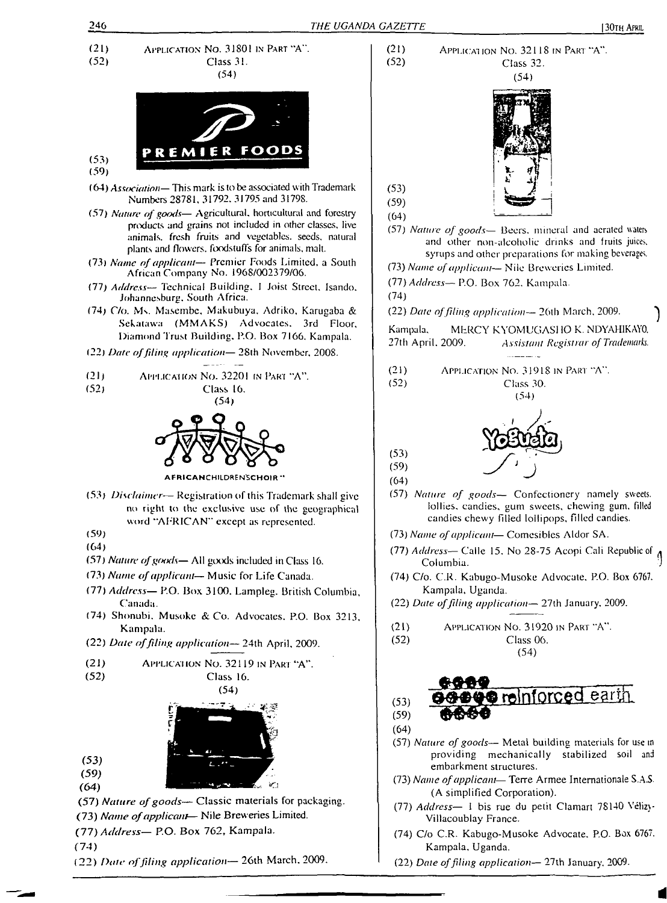(21) Application No. 31801 in Part "A".
(52) Class 31.
(54)

PREMIER FOODS

(53)
(59)
(64) *Association*— This mark is to be associated with Trademark Numbers 28781, 31792, 31795 and 31798.
(57) *Nature of goods*— Agricultural, horticultural and forestry products and grains not included in other classes, live animals, fresh fruits and vegetables, seeds, natural plants and flowers, foodstuffs for animals, malt.
(73) *Name of applicant*— Premier Foods Limited, a South African Company No. 1968/002379/06.
(77) *Address*— Technical Building, 1 Joist Street, Isando, Johannesburg, South Africa.
(74) C/o. Ms. Masembe, Makubuya, Adriko, Karugaba & Sekatawa (MMAKS) Advocates, 3rd Floor, Diamond Trust Building, P.O. Box 7166, Kampala.
(22) *Date of filing application*— 28th November, 2008.

---

(21) Application No. 32201 in Part "A".
(52) Class 16.
(54)

AFRICANCHILDRENSCHOIR"

(53) *Disclaimer*— Registration of this Trademark shall give no right to the exclusive use of the geographical word "AFRICAN" except as represented.
(59)
(64)
(57) *Nature of goods*— All goods included in Class 16.
(73) *Name of applicant*— Music for Life Canada.
(77) *Address*— P.O. Box 3100, Lampleg, British Columbia, Canada.
(74) Shonubi, Musoke & Co. Advocates, P.O. Box 3213, Kampala.
(22) *Date of filing application*— 24th April, 2009.

---

(21) Application No. 32119 in Part "A".
(52) Class 16.
(54)

(53)
(59)
(64)
(57) *Nature of goods*— Classic materials for packaging.
(73) *Name of applicant*— Nile Breweries Limited.
(77) *Address*— P.O. Box 762, Kampala.
(74)
(22) *Date of filing application*— 26th March, 2009.

---

(21) Application No. 32118 in Part "A".
(52) Class 32.
(54)

(53)
(59)
(64)
(57) *Nature of goods*— Beers, mineral and aerated waters and other non-alcoholic drinks and fruits juices, syrups and other preparations for making beverages.
(73) *Name of applicant*— Nile Breweries Limited.
(77) *Address*— P.O. Box 762, Kampala.
(74)
(22) *Date of filing application*— 26th March, 2009.

Kampala, MERCY KYOMUGASHO K. NDYAHIKAYO,
27th April, 2009. *Assistant Registrar of Trademarks.*

---

(21) Application No. 31918 in Part "A".
(52) Class 30.
(54)

YoBueta

(53)
(59)
(64)
(57) *Nature of goods*— Confectionery namely sweets, lollies, candies, gum sweets, chewing gum, filled candies chewy filled lollipops, filled candies.
(73) *Name of applicant*— Comesibles Aldor SA.
(77) *Address*— Calle 15, No 28-75 Acopi Cali Republic of Columbia.
(74) C/o. C.R. Kabugo-Musoke Advocate, P.O. Box 6767, Kampala, Uganda.
(22) *Date of filing application*— 27th January, 2009.

(21) Application No. 31920 in Part "A".
(52) Class 06.
(54)

reinforced earth

(53)
(59)
(64)
(57) *Nature of goods*— Metal building materials for use in providing mechanically stabilized soil and embarkment structures.
(73) *Name of applicant*— Terre Armee Internationale S.A.S. (A simplified Corporation).
(77) *Address*— 1 bis rue du petit Clamart 78140 Vélizy-Villacoublay France.
(74) C/o C.R. Kabugo-Musoke Advocate, P.O. Box 6767, Kampala, Uganda.
(22) *Date of filing application*— 27th January, 2009.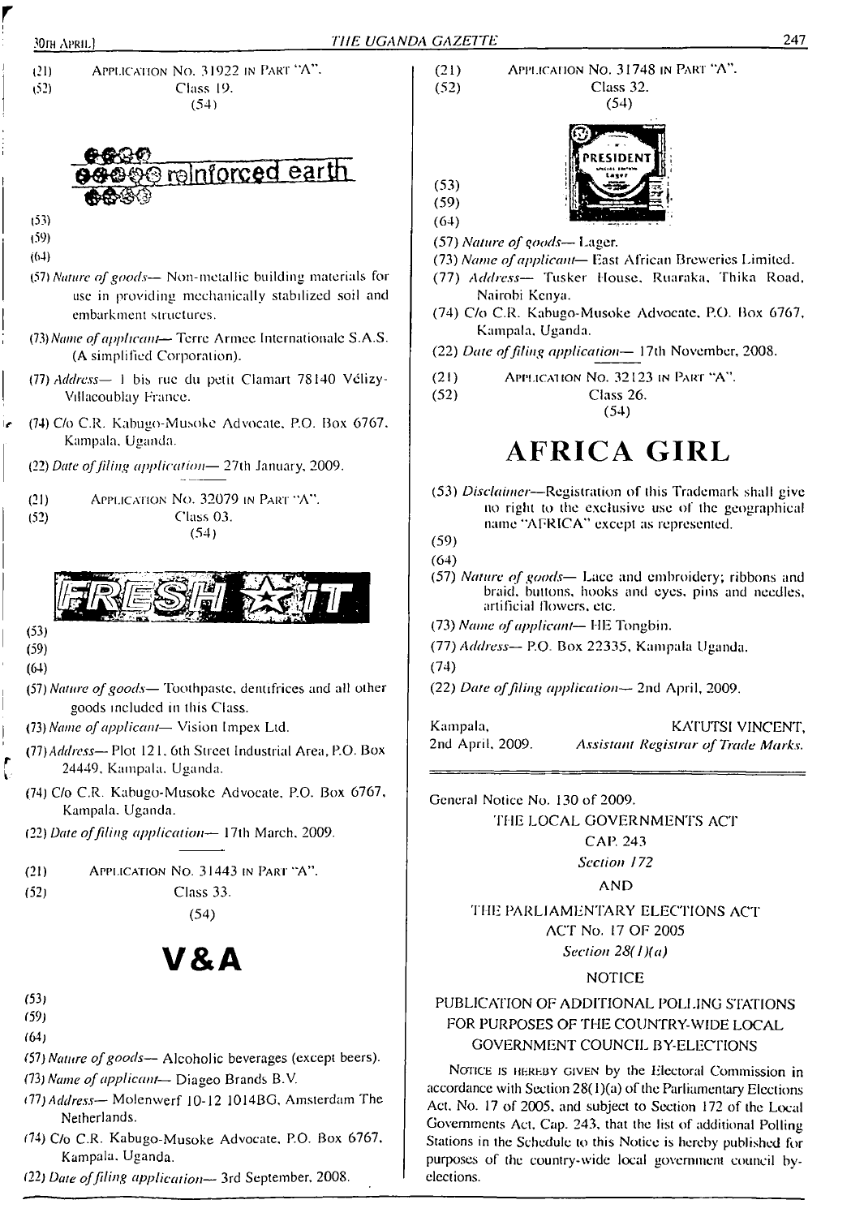(21) APPLICATION No. 31922 IN PART "A".
(52) Class 19.
(54)

reinforced earth

(53)
(59)
(64)
(57) *Nature of goods*— Non-metallic building materials for use in providing mechanically stabilized soil and embankment structures.
(73) *Name of applicant*— Terre Armee Internationale S.A.S. (A simplified Corporation).
(77) *Address*— 1 bis rue du petit Clamart 78140 Vélizy-Villacoublay France.
(74) C/o C.R. Kabugo-Musoke Advocate, P.O. Box 6767, Kampala, Uganda.
(22) *Date of filing application*— 27th January, 2009.

---

(21) APPLICATION No. 32079 IN PART "A".
(52) Class 03.
(54)

FRESH iT

(53)
(59)
(64)
(57) *Nature of goods*— Toothpaste, dentifrices and all other goods included in this Class.
(73) *Name of applicant*— Vision Impex Ltd.
(77) *Address*— Plot 121, 6th Street Industrial Area, P.O. Box 24449, Kampala, Uganda.
(74) C/o C.R. Kabugo-Musoke Advocate, P.O. Box 6767, Kampala, Uganda.
(22) *Date of filing application*— 17th March, 2009.

---

(21) APPLICATION No. 31443 IN PART "A".
(52) Class 33.
(54)

# V&A

(53)
(59)
(64)
(57) *Nature of goods*— Alcoholic beverages (except beers).
(73) *Name of applicant*— Diageo Brands B.V.
(77) *Address*— Molenwerf 10-12 1014BG, Amsterdam The Netherlands.
(74) C/o C.R. Kabugo-Musoke Advocate, P.O. Box 6767, Kampala, Uganda.
(22) *Date of filing application*— 3rd September, 2008.

---

(21) APPLICATION No. 31748 IN PART "A".
(52) Class 32.
(54)

PRESIDENT Lager

(53)
(59)
(64)
(57) *Nature of goods*— Lager.
(73) *Name of applicant*— East African Breweries Limited.
(77) *Address*— Tusker House, Ruaraka, Thika Road, Nairobi Kenya.
(74) C/o C.R. Kabugo-Musoke Advocate, P.O. Box 6767, Kampala, Uganda.
(22) *Date of filing application*— 17th November, 2008.

---

(21) APPLICATION No. 32123 IN PART "A".
(52) Class 26.
(54)

# AFRICA GIRL

(53) *Disclaimer*—Registration of this Trademark shall give no right to the exclusive use of the geographical name "AFRICA" except as represented.
(59)
(64)
(57) *Nature of goods*— Lace and embroidery; ribbons and braid, buttons, hooks and eyes, pins and needles, artificial flowers, etc.
(73) *Name of applicant*— HE Tongbin.
(77) *Address*— P.O. Box 22335, Kampala Uganda.
(74)
(22) *Date of filing application*— 2nd April, 2009.

Kampala, 2nd April, 2009.

KATUTSI VINCENT,
*Assistant Registrar of Trade Marks.*

---

General Notice No. 130 of 2009.

THE LOCAL GOVERNMENTS ACT
CAP. 243
*Section 172*

AND

THE PARLIAMENTARY ELECTIONS ACT
ACT No. 17 OF 2005
*Section 28(1)(a)*

NOTICE

PUBLICATION OF ADDITIONAL POLLING STATIONS FOR PURPOSES OF THE COUNTRY-WIDE LOCAL GOVERNMENT COUNCIL BY-ELECTIONS

NOTICE IS HEREBY GIVEN by the Electoral Commission in accordance with Section 28(1)(a) of the Parliamentary Elections Act, No. 17 of 2005, and subject to Section 172 of the Local Governments Act, Cap. 243, that the list of additional Polling Stations in the Schedule to this Notice is hereby published for purposes of the country-wide local government council by-elections.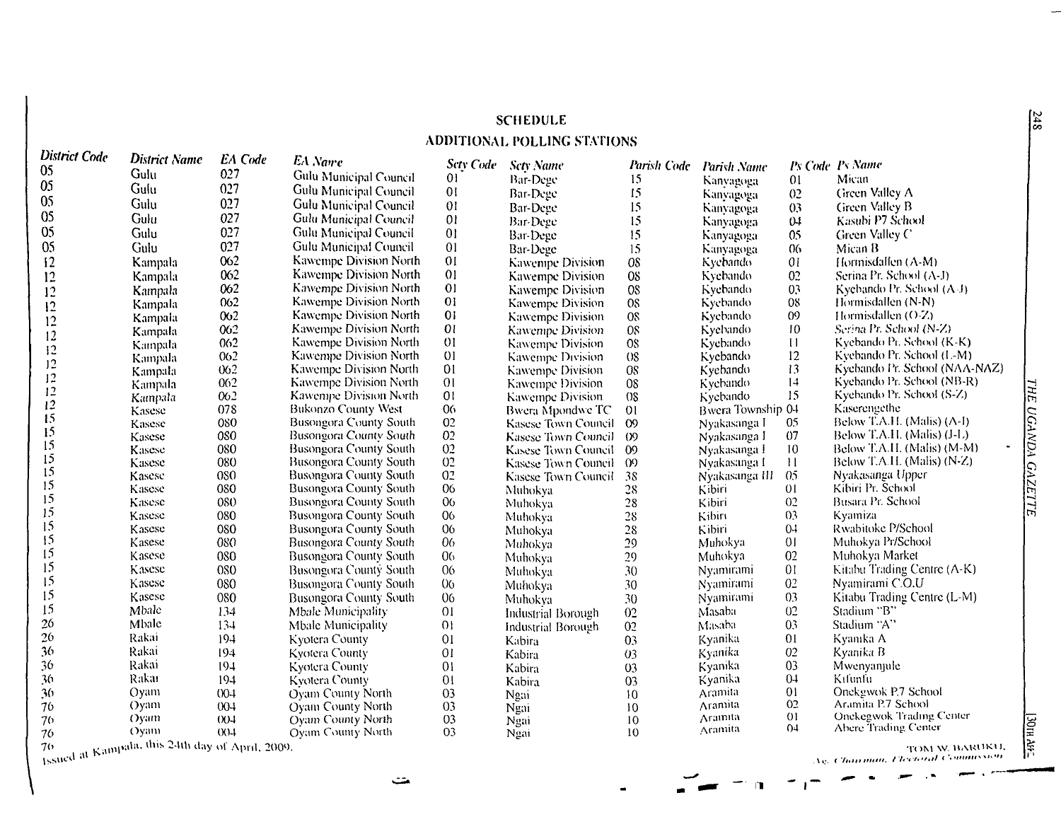## SCHEDULE

### ADDITIONAL POLLING STATIONS

| District Code | District Name | EA Code | EA Name | Scty Code | Scty Name | Parish Code | Parish Name | Ps Code | Ps Name |
|---|---|---|---|---|---|---|---|---|---|
| 05 | Gulu | 027 | Gulu Municipal Council | 01 | Bar-Dege | 15 | Kanyagoga | 01 | Mican |
| 05 | Gulu | 027 | Gulu Municipal Council | 01 | Bar-Dege | 15 | Kanyagoga | 02 | Green Valley A |
| 05 | Gulu | 027 | Gulu Municipal Council | 01 | Bar-Dege | 15 | Kanyagoga | 03 | Green Valley B |
| 05 | Gulu | 027 | Gulu Municipal Council | 01 | Bar-Dege | 15 | Kanyagoga | 04 | Kasubi P7 School |
| 05 | Gulu | 027 | Gulu Municipal Council | 01 | Bar-Dege | 15 | Kanyagoga | 05 | Green Valley C |
| 05 | Gulu | 027 | Gulu Municipal Council | 01 | Bar-Dege | 15 | Kanyagoga | 06 | Mican B |
| 12 | Kampala | 062 | Kawempe Division North | 01 | Kawempe Division | 08 | Kyebando | 01 | Hormisdallen (A-M) |
| 12 | Kampala | 062 | Kawempe Division North | 01 | Kawempe Division | 08 | Kyebando | 02 | Serina Pr. School (A-J) |
| 12 | Kampala | 062 | Kawempe Division North | 01 | Kawempe Division | 08 | Kyebando | 03 | Kyebando Pr. School (A-J) |
| 12 | Kampala | 062 | Kawempe Division North | 01 | Kawempe Division | 08 | Kyebando | 08 | Hormisdallen (N-N) |
| 12 | Kampala | 062 | Kawempe Division North | 01 | Kawempe Division | 08 | Kyebando | 09 | Hormisdallen (O-Z) |
| 12 | Kampala | 062 | Kawempe Division North | 01 | Kawempe Division | 08 | Kyebando | 10 | Serina Pr. School (N-Z) |
| 12 | Kampala | 062 | Kawempe Division North | 01 | Kawempe Division | 08 | Kyebando | 11 | Kyebando Pr. School (K-K) |
| 12 | Kampala | 062 | Kawempe Division North | 01 | Kawempe Division | 08 | Kyebando | 12 | Kyebando Pr. School (L-M) |
| 12 | Kampala | 062 | Kawempe Division North | 01 | Kawempe Division | 08 | Kyebando | 13 | Kyebando Pr. School (NAA-NAZ) |
| 12 | Kampala | 062 | Kawempe Division North | 01 | Kawempe Division | 08 | Kyebando | 14 | Kyebando Pr. School (NB-R) |
| 12 | Kampala | 062 | Kawempe Division North | 01 | Kawempe Division | 08 | Kyebando | 15 | Kyebando Pr. School (S-Z) |
| 15 | Kasese | 078 | Bukonzo County West | 06 | Bwera Mpondwe TC | 01 | Bwera Township | 04 | Kaserengethe |
| 15 | Kasese | 080 | Busongora County South | 02 | Kasese Town Council | 09 | Nyakasanga I | 05 | Below T.A.H. (Malis) (A-I) |
| 15 | Kasese | 080 | Busongora County South | 02 | Kasese Town Council | 09 | Nyakasanga I | 07 | Below T.A.H. (Malis) (J-L) |
| 15 | Kasese | 080 | Busongora County South | 02 | Kasese Town Council | 09 | Nyakasanga I | 10 | Below T.A.H. (Malis) (M-M) |
| 15 | Kasese | 080 | Busongora County South | 02 | Kasese Town Council | 09 | Nyakasanga I | 11 | Below T.A.H. (Malis) (N-Z) |
| 15 | Kasese | 080 | Busongora County South | 02 | Kasese Town Council | 38 | Nyakasanga III | 05 | Nyakasanga Upper |
| 15 | Kasese | 080 | Busongora County South | 06 | Muhokya | 28 | Kibiri | 01 | Kibiri Pr. School |
| 15 | Kasese | 080 | Busongora County South | 06 | Muhokya | 28 | Kibiri | 02 | Busara Pr. School |
| 15 | Kasese | 080 | Busongora County South | 06 | Muhokya | 28 | Kibiri | 03 | Kyamiza |
| 15 | Kasese | 080 | Busongora County South | 06 | Muhokya | 28 | Kibiri | 04 | Rwabitoke P/School |
| 15 | Kasese | 080 | Busongora County South | 06 | Muhokya | 29 | Muhokya | 01 | Muhokya Pr/School |
| 15 | Kasese | 080 | Busongora County South | 06 | Muhokya | 29 | Muhokya | 02 | Muhokya Market |
| 15 | Kasese | 080 | Busongora County South | 06 | Muhokya | 30 | Nyamirami | 01 | Kitabu Trading Centre (A-K) |
| 15 | Kasese | 080 | Busongora County South | 06 | Muhokya | 30 | Nyamirami | 02 | Nyamirami C.O.U |
| 15 | Kasese | 080 | Busongora County South | 06 | Muhokya | 30 | Nyamirami | 03 | Kitabu Trading Centre (L-M) |
| 26 | Mbale | 134 | Mbale Municipality | 01 | Industrial Borough | 02 | Masaba | 02 | Stadium "B" |
| 26 | Mbale | 134 | Mbale Municipality | 01 | Industrial Borough | 02 | Masaba | 03 | Stadium "A" |
| 36 | Rakai | 194 | Kyotera County | 01 | Kabira | 03 | Kyanika | 01 | Kyanika A |
| 36 | Rakai | 194 | Kyotera County | 01 | Kabira | 03 | Kyanika | 02 | Kyanika B |
| 36 | Rakai | 194 | Kyotera County | 01 | Kabira | 03 | Kyanika | 03 | Mwenyanjule |
| 36 | Rakai | 194 | Kyotera County | 01 | Kabira | 03 | Kyanika | 04 | Kifunfu |
| 76 | Oyam | 004 | Oyam County North | 03 | Ngai | 10 | Aramita | 01 | Onekgwok P.7 School |
| 76 | Oyam | 004 | Oyam County North | 03 | Ngai | 10 | Aramita | 02 | Aramita P.7 School |
| 76 | Oyam | 004 | Oyam County North | 03 | Ngai | 10 | Aramita | 01 | Onekegwok Trading Center |
| 76 | Oyam | 004 | Oyam County North | 03 | Ngai | 10 | Aramita | 04 | Abere Trading Center |

Issued at Kampala, this 24th day of April, 2009.

TOM W. BARUKU,
*Ag. Chairman, Electoral Commission.*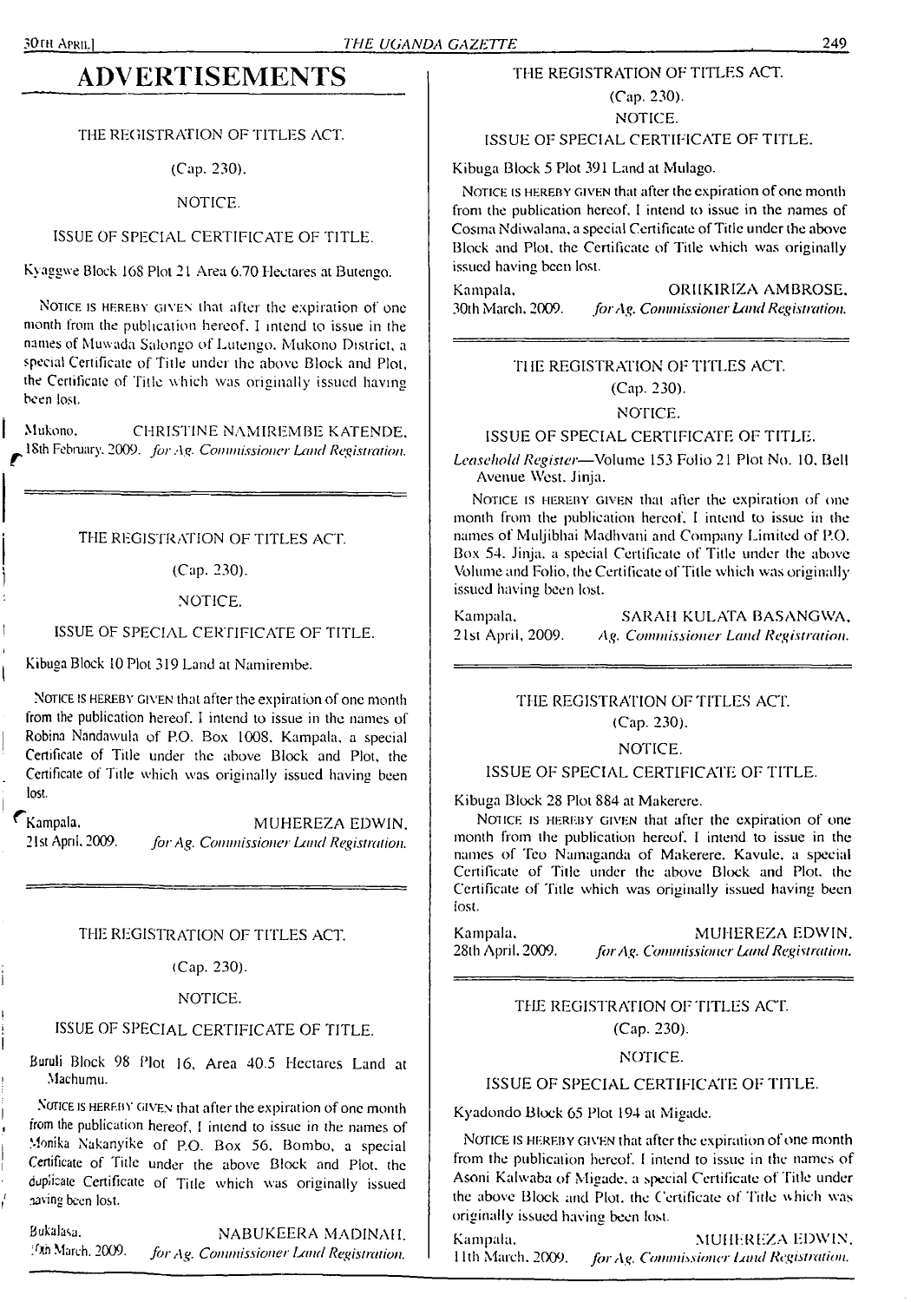# ADVERTISEMENTS

THE REGISTRATION OF TITLES ACT.

(Cap. 230).

NOTICE.

ISSUE OF SPECIAL CERTIFICATE OF TITLE.

Kyaggwe Block 168 Plot 21 Area 6.70 Hectares at Butengo.

NOTICE IS HEREBY GIVEN that after the expiration of one month from the publication hereof, I intend to issue in the names of Muwada Salongo of Lutengo, Mukono District, a special Certificate of Title under the above Block and Plot, the Certificate of Title which was originally issued having been lost.

Mukono, 18th February, 2009.

CHRISTINE NAMIREMBE KATENDE, *for Ag. Commissioner Land Registration.*

---

THE REGISTRATION OF TITLES ACT.

(Cap. 230).

NOTICE.

ISSUE OF SPECIAL CERTIFICATE OF TITLE.

Kibuga Block 10 Plot 319 Land at Namirembe.

NOTICE IS HEREBY GIVEN that after the expiration of one month from the publication hereof, I intend to issue in the names of Robina Nandawula of P.O. Box 1008, Kampala, a special Certificate of Title under the above Block and Plot, the Certificate of Title which was originally issued having been lost.

Kampala, 21st April, 2009.

MUHEREZA EDWIN, *for Ag. Commissioner Land Registration.*

---

THE REGISTRATION OF TITLES ACT.

(Cap. 230).

NOTICE.

ISSUE OF SPECIAL CERTIFICATE OF TITLE.

Buruli Block 98 Plot 16, Area 40.5 Hectares Land at Machumu.

NOTICE IS HEREBY GIVEN that after the expiration of one month from the publication hereof, I intend to issue in the names of Monika Nakanyike of P.O. Box 56, Bombo, a special Certificate of Title under the above Block and Plot, the duplicate Certificate of Title which was originally issued having been lost.

Bukalasa, 30th March, 2009.

NABUKEERA MADINAH, *for Ag. Commissioner Land Registration.*

---

THE REGISTRATION OF TITLES ACT.

(Cap. 230).

NOTICE.

ISSUE OF SPECIAL CERTIFICATE OF TITLE.

Kibuga Block 5 Plot 391 Land at Mulago.

NOTICE IS HEREBY GIVEN that after the expiration of one month from the publication hereof, I intend to issue in the names of Cosma Ndiwalana, a special Certificate of Title under the above Block and Plot, the Certificate of Title which was originally issued having been lost.

Kampala, 30th March, 2009.

ORIKIRIZA AMBROSE, *for Ag. Commissioner Land Registration.*

---

THE REGISTRATION OF TITLES ACT.

(Cap. 230).

NOTICE.

ISSUE OF SPECIAL CERTIFICATE OF TITLE.

*Leasehold Register*—Volume 153 Folio 21 Plot No. 10, Bell Avenue West, Jinja.

NOTICE IS HEREBY GIVEN that after the expiration of one month from the publication hereof, I intend to issue in the names of Muljibhai Madhvani and Company Limited of P.O. Box 54, Jinja, a special Certificate of Title under the above Volume and Folio, the Certificate of Title which was originally issued having been lost.

Kampala, 21st April, 2009.

SARAH KULATA BASANGWA, *Ag. Commissioner Land Registration.*

---

THE REGISTRATION OF TITLES ACT.

(Cap. 230).

NOTICE.

ISSUE OF SPECIAL CERTIFICATE OF TITLE.

Kibuga Block 28 Plot 884 at Makerere.

NOTICE IS HEREBY GIVEN that after the expiration of one month from the publication hereof, I intend to issue in the names of Teo Namaganda of Makerere, Kavule, a special Certificate of Title under the above Block and Plot, the Certificate of Title which was originally issued having been lost.

Kampala, 28th April, 2009.

MUHEREZA EDWIN, *for Ag. Commissioner Land Registration.*

---

THE REGISTRATION OF TITLES ACT.

(Cap. 230).

NOTICE.

ISSUE OF SPECIAL CERTIFICATE OF TITLE.

Kyadondo Block 65 Plot 194 at Migade.

NOTICE IS HEREBY GIVEN that after the expiration of one month from the publication hereof, I intend to issue in the names of Asoni Kalwaba of Migade, a special Certificate of Title under the above Block and Plot, the Certificate of Title which was originally issued having been lost.

Kampala, 11th March, 2009.

MUHEREZA EDWIN, *for Ag. Commissioner Land Registration.*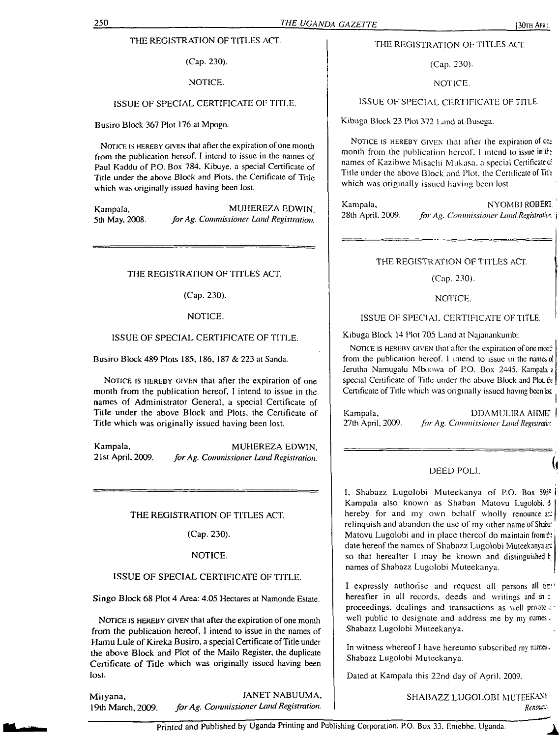THE REGISTRATION OF TITLES ACT.

(Cap. 230).

NOTICE.

ISSUE OF SPECIAL CERTIFICATE OF TITLE.

Busiro Block 367 Plot 176 at Mpogo.

NOTICE IS HEREBY GIVEN that after the expiration of one month from the publication hereof, I intend to issue in the names of Paul Kaddu of P.O. Box 784, Kibuye, a special Certificate of Title under the above Block and Plots, the Certificate of Title which was originally issued having been lost.

Kampala, 5th May, 2008.

MUHEREZA EDWIN, *for Ag. Commissioner Land Registration.*

---

THE REGISTRATION OF TITLES ACT.

(Cap. 230).

NOTICE.

ISSUE OF SPECIAL CERTIFICATE OF TITLE.

Busiro Block 489 Plots 185, 186, 187 & 223 at Sanda.

NOTICE IS HEREBY GIVEN that after the expiration of one month from the publication hereof, I intend to issue in the names of Administrator General, a special Certificate of Title under the above Block and Plots, the Certificate of Title which was originally issued having been lost.

Kampala, 21st April, 2009.

MUHEREZA EDWIN, *for Ag. Commissioner Land Registration.*

---

THE REGISTRATION OF TITLES ACT.

(Cap. 230).

NOTICE.

ISSUE OF SPECIAL CERTIFICATE OF TITLE.

Singo Block 68 Plot 4 Area: 4.05 Hectares at Namonde Estate.

NOTICE IS HEREBY GIVEN that after the expiration of one month from the publication hereof, I intend to issue in the names of Hamu Lule of Kireka Busiro, a special Certificate of Title under the above Block and Plot of the Mailo Register, the duplicate Certificate of Title which was originally issued having been lost.

Mityana, 19th March, 2009.

JANET NABUUMA, *for Ag. Commissioner Land Registration.*

---

THE REGISTRATION OF TITLES ACT.

(Cap. 230).

NOTICE.

ISSUE OF SPECIAL CERTIFICATE OF TITLE.

Kibuga Block 23 Plot 372 Land at Busega.

NOTICE IS HEREBY GIVEN that after the expiration of one month from the publication hereof, I intend to issue in the names of Kazibwe Misachi Mukasa, a special Certificate of Title under the above Block and Plot, the Certificate of Title which was originally issued having been lost.

Kampala, 28th April, 2009.

NYOMBI ROBERT, *for Ag. Commissioner Land Registration.*

---

THE REGISTRATION OF TITLES ACT.

(Cap. 230).

NOTICE.

ISSUE OF SPECIAL CERTIFICATE OF TITLE.

Kibuga Block 14 Plot 705 Land at Najanankumbi.

NOTICE IS HEREBY GIVEN that after the expiration of one month from the publication hereof, I intend to issue in the names of Jerutha Namugalu Mboowa of P.O. Box 2445, Kampala, a special Certificate of Title under the above Block and Plot, the Certificate of Title which was originally issued having been lost.

Kampala, 27th April, 2009.

DDAMULIRA AHMED, *for Ag. Commissioner Land Registration.*

---

DEED POLL

I, Shabazz Lugolobi Muteekanya of P.O. Box 5950 Kampala also known as Shaban Matovu Lugolobi, do hereby for and my own behalf wholly renounce and relinquish and abandon the use of my other name of Shaban Matovu Lugolobi and in place thereof do maintain from the date hereof the names of Shabazz Lugolobi Muteekanya and so that hereafter I may be known and distinguished by names of Shabazz Lugolobi Muteekanya.

I expressly authorise and request all persons all times hereafter in all records, deeds and writings and in all proceedings, dealings and transactions as well private as well public to designate and address me by my names, Shabazz Lugolobi Muteekanya.

In witness whereof I have hereunto subscribed my names, Shabazz Lugolobi Muteekanya.

Dated at Kampala this 22nd day of April, 2009.

SHABAZZ LUGOLOBI MUTEEKANYA, *Renouncer.*

Printed and Published by Uganda Printing and Publishing Corporation, P.O. Box 33, Entebbe, Uganda.